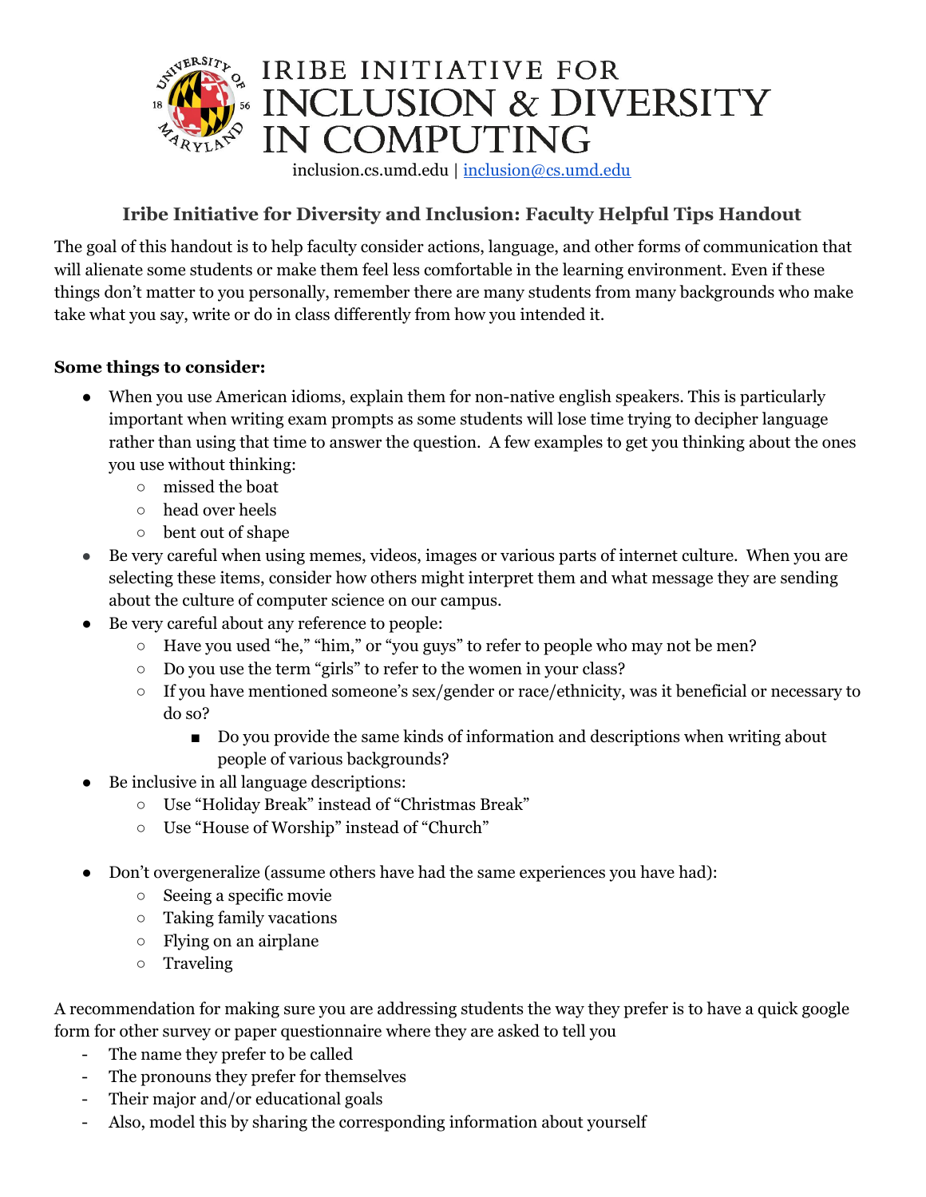# IRIBE INITIATIVE FOR INCLUSION & DIVERSITY IN COMPUTING

inclusion.cs.umd.edu | inclusion@cs.umd.edu

## Iribe Initiative for Diversity and Inclusion: Faculty Helpful Tips Handout

The goal of this handout is to help faculty consider actions, language, and other forms of communication that will alienate some students or make them feel less comfortable in the learning environment. Even if these things don't matter to you personally, remember there are many students from many backgrounds who make take what you say, write or do in class differently from how you intended it.

**Some things to consider:**

- When you use American idioms, explain them for non-native english speakers. This is particularly important when writing exam prompts as some students will lose time trying to decipher language rather than using that time to answer the question. A few examples to get you thinking about the ones you use without thinking:
  - missed the boat
  - head over heels
  - bent out of shape
- Be very careful when using memes, videos, images or various parts of internet culture. When you are selecting these items, consider how others might interpret them and what message they are sending about the culture of computer science on our campus.
- Be very careful about any reference to people:
  - Have you used "he," "him," or "you guys" to refer to people who may not be men?
  - Do you use the term "girls" to refer to the women in your class?
  - If you have mentioned someone's sex/gender or race/ethnicity, was it beneficial or necessary to do so?
    - Do you provide the same kinds of information and descriptions when writing about people of various backgrounds?
- Be inclusive in all language descriptions:
  - Use "Holiday Break" instead of "Christmas Break"
  - Use "House of Worship" instead of "Church"
- Don't overgeneralize (assume others have had the same experiences you have had):
  - Seeing a specific movie
  - Taking family vacations
  - Flying on an airplane
  - Traveling

A recommendation for making sure you are addressing students the way they prefer is to have a quick google form for other survey or paper questionnaire where they are asked to tell you

- The name they prefer to be called
- The pronouns they prefer for themselves
- Their major and/or educational goals
- Also, model this by sharing the corresponding information about yourself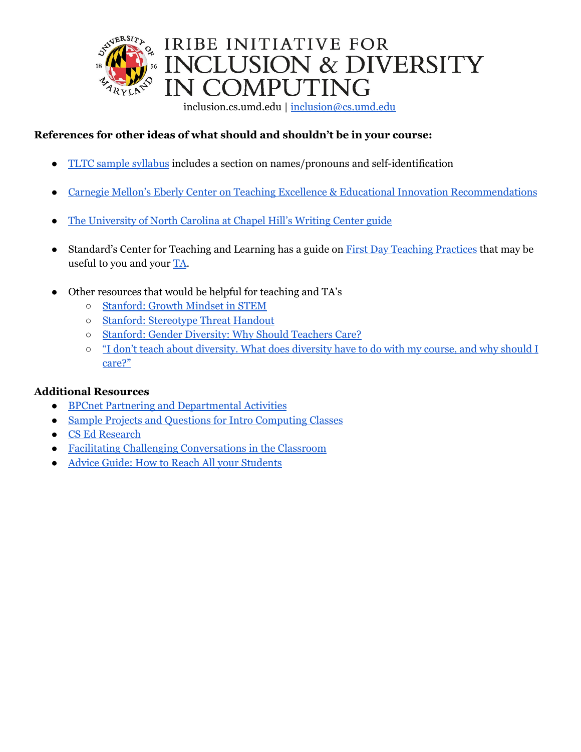IRIBE INITIATIVE FOR INCLUSION & DIVERSITY IN COMPUTING

inclusion.cs.umd.edu | inclusion@cs.umd.edu

**References for other ideas of what should and shouldn't be in your course:**

- TLTC sample syllabus includes a section on names/pronouns and self-identification
- Carnegie Mellon's Eberly Center on Teaching Excellence & Educational Innovation Recommendations
- The University of North Carolina at Chapel Hill's Writing Center guide
- Standard's Center for Teaching and Learning has a guide on First Day Teaching Practices that may be useful to you and your TA.
- Other resources that would be helpful for teaching and TA's
    - Stanford: Growth Mindset in STEM
    - Stanford: Stereotype Threat Handout
    - Stanford: Gender Diversity: Why Should Teachers Care?
    - "I don't teach about diversity. What does diversity have to do with my course, and why should I care?"

## Additional Resources

- BPCnet Partnering and Departmental Activities
- Sample Projects and Questions for Intro Computing Classes
- CS Ed Research
- Facilitating Challenging Conversations in the Classroom
- Advice Guide: How to Reach All your Students